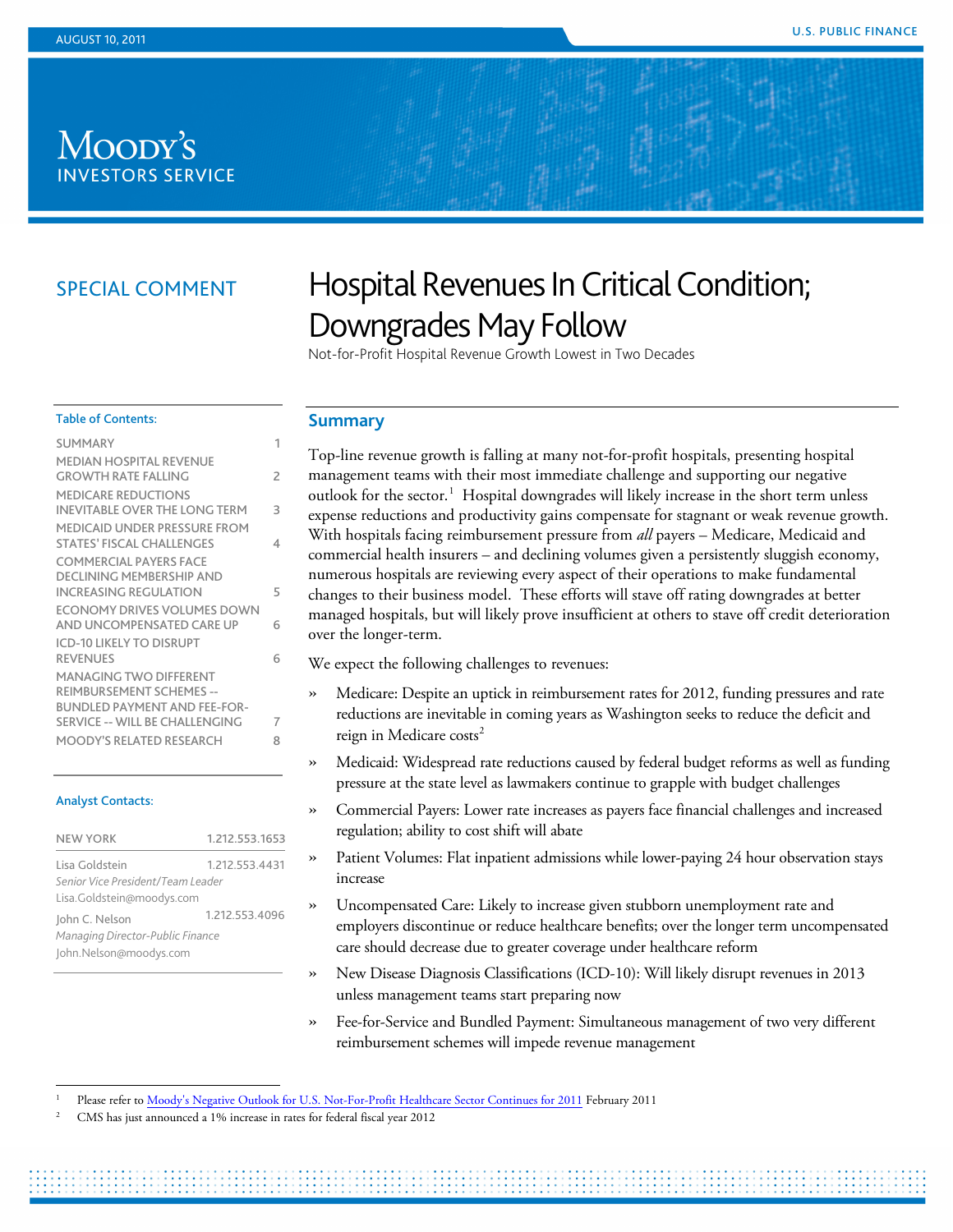AUGUST 10, 2011

U.S. PUBLIC FINANCE

Moody's Investors Service

SPECIAL COMMENT

# Hospital Revenues In Critical Condition; Downgrades May Follow

Not-for-Profit Hospital Revenue Growth Lowest in Two Decades

**Table of Contents:**

| | |
|---|---|
| SUMMARY | 1 |
| MEDIAN HOSPITAL REVENUE GROWTH RATE FALLING | 2 |
| MEDICARE REDUCTIONS INEVITABLE OVER THE LONG TERM | 3 |
| MEDICAID UNDER PRESSURE FROM STATES' FISCAL CHALLENGES | 4 |
| COMMERCIAL PAYERS FACE DECLINING MEMBERSHIP AND INCREASING REGULATION | 5 |
| ECONOMY DRIVES VOLUMES DOWN AND UNCOMPENSATED CARE UP | 6 |
| ICD-10 LIKELY TO DISRUPT REVENUES | 6 |
| MANAGING TWO DIFFERENT REIMBURSEMENT SCHEMES -- BUNDLED PAYMENT AND FEE-FOR-SERVICE -- WILL BE CHALLENGING | 7 |
| MOODY'S RELATED RESEARCH | 8 |

**Analyst Contacts:**

NEW YORK 1.212.553.1653

Lisa Goldstein 1.212.553.4431
*Senior Vice President/Team Leader*
Lisa.Goldstein@moodys.com

John C. Nelson 1.212.553.4096
*Managing Director-Public Finance*
John.Nelson@moodys.com

## Summary

Top-line revenue growth is falling at many not-for-profit hospitals, presenting hospital management teams with their most immediate challenge and supporting our negative outlook for the sector.[1] Hospital downgrades will likely increase in the short term unless expense reductions and productivity gains compensate for stagnant or weak revenue growth. With hospitals facing reimbursement pressure from *all* payers – Medicare, Medicaid and commercial health insurers – and declining volumes given a persistently sluggish economy, numerous hospitals are reviewing every aspect of their operations to make fundamental changes to their business model. These efforts will stave off rating downgrades at better managed hospitals, but will likely prove insufficient at others to stave off credit deterioration over the longer-term.

We expect the following challenges to revenues:

» Medicare: Despite an uptick in reimbursement rates for 2012, funding pressures and rate reductions are inevitable in coming years as Washington seeks to reduce the deficit and reign in Medicare costs[2]

» Medicaid: Widespread rate reductions caused by federal budget reforms as well as funding pressure at the state level as lawmakers continue to grapple with budget challenges

» Commercial Payers: Lower rate increases as payers face financial challenges and increased regulation; ability to cost shift will abate

» Patient Volumes: Flat inpatient admissions while lower-paying 24 hour observation stays increase

» Uncompensated Care: Likely to increase given stubborn unemployment rate and employers discontinue or reduce healthcare benefits; over the longer term uncompensated care should decrease due to greater coverage under healthcare reform

» New Disease Diagnosis Classifications (ICD-10): Will likely disrupt revenues in 2013 unless management teams start preparing now

» Fee-for-Service and Bundled Payment: Simultaneous management of two very different reimbursement schemes will impede revenue management

[1] Please refer to Moody's Negative Outlook for U.S. Not-For-Profit Healthcare Sector Continues for 2011 February 2011

[2] CMS has just announced a 1% increase in rates for federal fiscal year 2012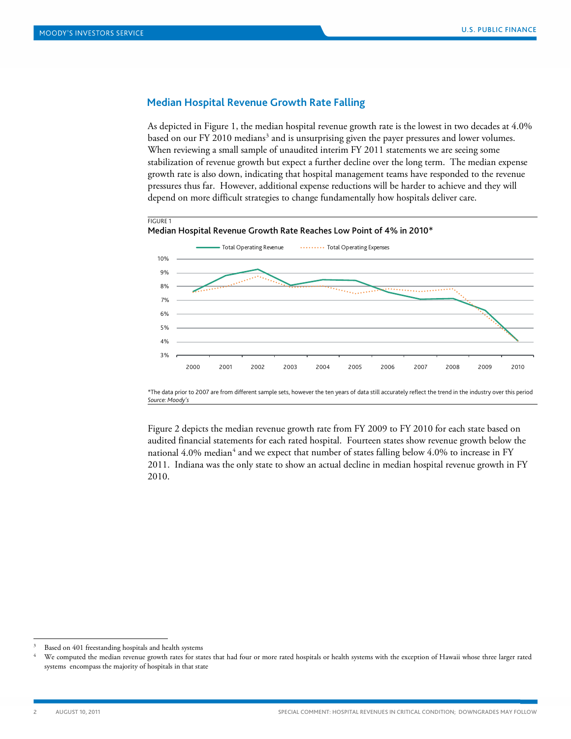## Median Hospital Revenue Growth Rate Falling

As depicted in Figure 1, the median hospital revenue growth rate is the lowest in two decades at 4.0% based on our FY 2010 medians[3] and is unsurprising given the payer pressures and lower volumes. When reviewing a small sample of unaudited interim FY 2011 statements we are seeing some stabilization of revenue growth but expect a further decline over the long term. The median expense growth rate is also down, indicating that hospital management teams have responded to the revenue pressures thus far. However, additional expense reductions will be harder to achieve and they will depend on more difficult strategies to change fundamentally how hospitals deliver care.

FIGURE 1

**Median Hospital Revenue Growth Rate Reaches Low Point of 4% in 2010***

*The data prior to 2007 are from different sample sets, however the ten years of data still accurately reflect the trend in the industry over this period

*Source: Moody's*

Figure 2 depicts the median revenue growth rate from FY 2009 to FY 2010 for each state based on audited financial statements for each rated hospital. Fourteen states show revenue growth below the national 4.0% median[4] and we expect that number of states falling below 4.0% to increase in FY 2011. Indiana was the only state to show an actual decline in median hospital revenue growth in FY 2010.

---

[3] Based on 401 freestanding hospitals and health systems

[4] We computed the median revenue growth rates for states that had four or more rated hospitals or health systems with the exception of Hawaii whose three larger rated systems encompass the majority of hospitals in that state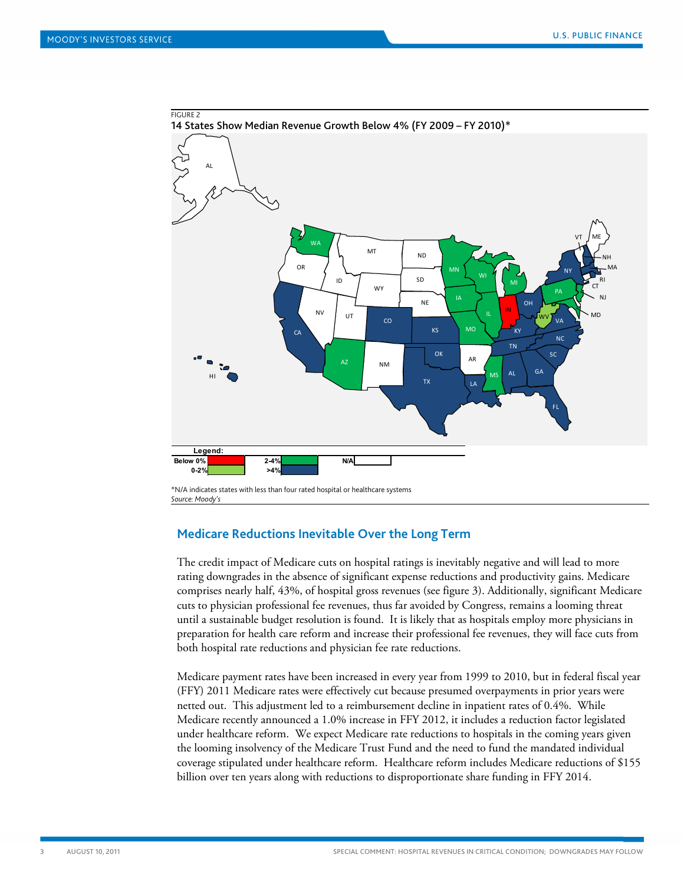FIGURE 2

14 States Show Median Revenue Growth Below 4% (FY 2009 – FY 2010)*

| Legend: | | | | | |
|---|---|---|---|---|---|
| Below 0% | | 2-4% | | N/A | |
| 0-2% | | >4% | | | |

*N/A indicates states with less than four rated hospital or healthcare systems

*Source: Moody's*

## Medicare Reductions Inevitable Over the Long Term

The credit impact of Medicare cuts on hospital ratings is inevitably negative and will lead to more rating downgrades in the absence of significant expense reductions and productivity gains. Medicare comprises nearly half, 43%, of hospital gross revenues (see figure 3). Additionally, significant Medicare cuts to physician professional fee revenues, thus far avoided by Congress, remains a looming threat until a sustainable budget resolution is found. It is likely that as hospitals employ more physicians in preparation for health care reform and increase their professional fee revenues, they will face cuts from both hospital rate reductions and physician fee rate reductions.

Medicare payment rates have been increased in every year from 1999 to 2010, but in federal fiscal year (FFY) 2011 Medicare rates were effectively cut because presumed overpayments in prior years were netted out. This adjustment led to a reimbursement decline in inpatient rates of 0.4%. While Medicare recently announced a 1.0% increase in FFY 2012, it includes a reduction factor legislated under healthcare reform. We expect Medicare rate reductions to hospitals in the coming years given the looming insolvency of the Medicare Trust Fund and the need to fund the mandated individual coverage stipulated under healthcare reform. Healthcare reform includes Medicare reductions of $155 billion over ten years along with reductions to disproportionate share funding in FFY 2014.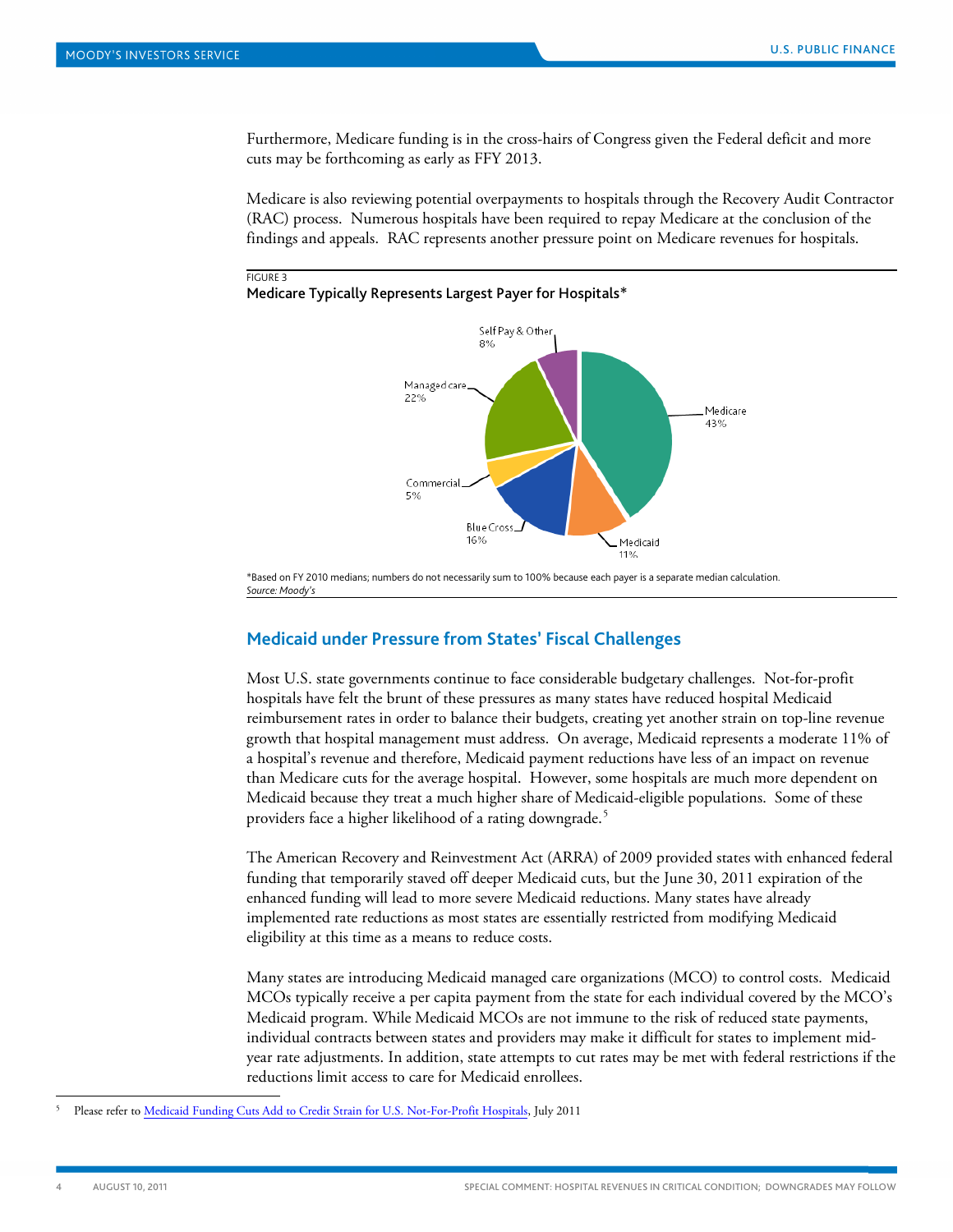Furthermore, Medicare funding is in the cross-hairs of Congress given the Federal deficit and more cuts may be forthcoming as early as FFY 2013.

Medicare is also reviewing potential overpayments to hospitals through the Recovery Audit Contractor (RAC) process. Numerous hospitals have been required to repay Medicare at the conclusion of the findings and appeals. RAC represents another pressure point on Medicare revenues for hospitals.

FIGURE 3

**Medicare Typically Represents Largest Payer for Hospitals***

| Payer | Share |
| --- | --- |
| Medicare | 43% |
| Medicaid | 11% |
| Blue Cross | 16% |
| Commercial | 5% |
| Managed care | 22% |
| Self Pay & Other | 8% |

*Based on FY 2010 medians; numbers do not necessarily sum to 100% because each payer is a separate median calculation.
*Source: Moody's*

## Medicaid under Pressure from States' Fiscal Challenges

Most U.S. state governments continue to face considerable budgetary challenges. Not-for-profit hospitals have felt the brunt of these pressures as many states have reduced hospital Medicaid reimbursement rates in order to balance their budgets, creating yet another strain on top-line revenue growth that hospital management must address. On average, Medicaid represents a moderate 11% of a hospital's revenue and therefore, Medicaid payment reductions have less of an impact on revenue than Medicare cuts for the average hospital. However, some hospitals are much more dependent on Medicaid because they treat a much higher share of Medicaid-eligible populations. Some of these providers face a higher likelihood of a rating downgrade.[5]

The American Recovery and Reinvestment Act (ARRA) of 2009 provided states with enhanced federal funding that temporarily staved off deeper Medicaid cuts, but the June 30, 2011 expiration of the enhanced funding will lead to more severe Medicaid reductions. Many states have already implemented rate reductions as most states are essentially restricted from modifying Medicaid eligibility at this time as a means to reduce costs.

Many states are introducing Medicaid managed care organizations (MCO) to control costs. Medicaid MCOs typically receive a per capita payment from the state for each individual covered by the MCO's Medicaid program. While Medicaid MCOs are not immune to the risk of reduced state payments, individual contracts between states and providers may make it difficult for states to implement mid-year rate adjustments. In addition, state attempts to cut rates may be met with federal restrictions if the reductions limit access to care for Medicaid enrollees.

[5] Please refer to Medicaid Funding Cuts Add to Credit Strain for U.S. Not-For-Profit Hospitals, July 2011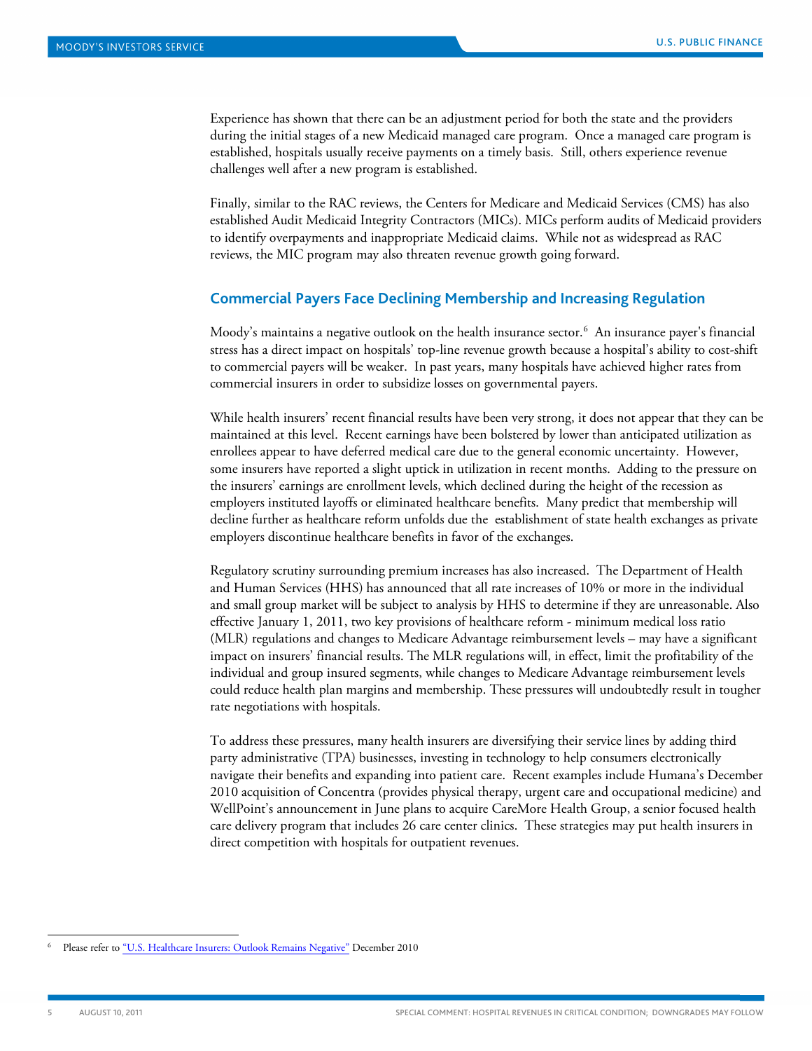Experience has shown that there can be an adjustment period for both the state and the providers during the initial stages of a new Medicaid managed care program. Once a managed care program is established, hospitals usually receive payments on a timely basis. Still, others experience revenue challenges well after a new program is established.

Finally, similar to the RAC reviews, the Centers for Medicare and Medicaid Services (CMS) has also established Audit Medicaid Integrity Contractors (MICs). MICs perform audits of Medicaid providers to identify overpayments and inappropriate Medicaid claims. While not as widespread as RAC reviews, the MIC program may also threaten revenue growth going forward.

## Commercial Payers Face Declining Membership and Increasing Regulation

Moody's maintains a negative outlook on the health insurance sector.[6] An insurance payer's financial stress has a direct impact on hospitals' top-line revenue growth because a hospital's ability to cost-shift to commercial payers will be weaker. In past years, many hospitals have achieved higher rates from commercial insurers in order to subsidize losses on governmental payers.

While health insurers' recent financial results have been very strong, it does not appear that they can be maintained at this level. Recent earnings have been bolstered by lower than anticipated utilization as enrollees appear to have deferred medical care due to the general economic uncertainty. However, some insurers have reported a slight uptick in utilization in recent months. Adding to the pressure on the insurers' earnings are enrollment levels, which declined during the height of the recession as employers instituted layoffs or eliminated healthcare benefits. Many predict that membership will decline further as healthcare reform unfolds due the establishment of state health exchanges as private employers discontinue healthcare benefits in favor of the exchanges.

Regulatory scrutiny surrounding premium increases has also increased. The Department of Health and Human Services (HHS) has announced that all rate increases of 10% or more in the individual and small group market will be subject to analysis by HHS to determine if they are unreasonable. Also effective January 1, 2011, two key provisions of healthcare reform - minimum medical loss ratio (MLR) regulations and changes to Medicare Advantage reimbursement levels – may have a significant impact on insurers' financial results. The MLR regulations will, in effect, limit the profitability of the individual and group insured segments, while changes to Medicare Advantage reimbursement levels could reduce health plan margins and membership. These pressures will undoubtedly result in tougher rate negotiations with hospitals.

To address these pressures, many health insurers are diversifying their service lines by adding third party administrative (TPA) businesses, investing in technology to help consumers electronically navigate their benefits and expanding into patient care. Recent examples include Humana's December 2010 acquisition of Concentra (provides physical therapy, urgent care and occupational medicine) and WellPoint's announcement in June plans to acquire CareMore Health Group, a senior focused health care delivery program that includes 26 care center clinics. These strategies may put health insurers in direct competition with hospitals for outpatient revenues.

[6] Please refer to "U.S. Healthcare Insurers: Outlook Remains Negative" December 2010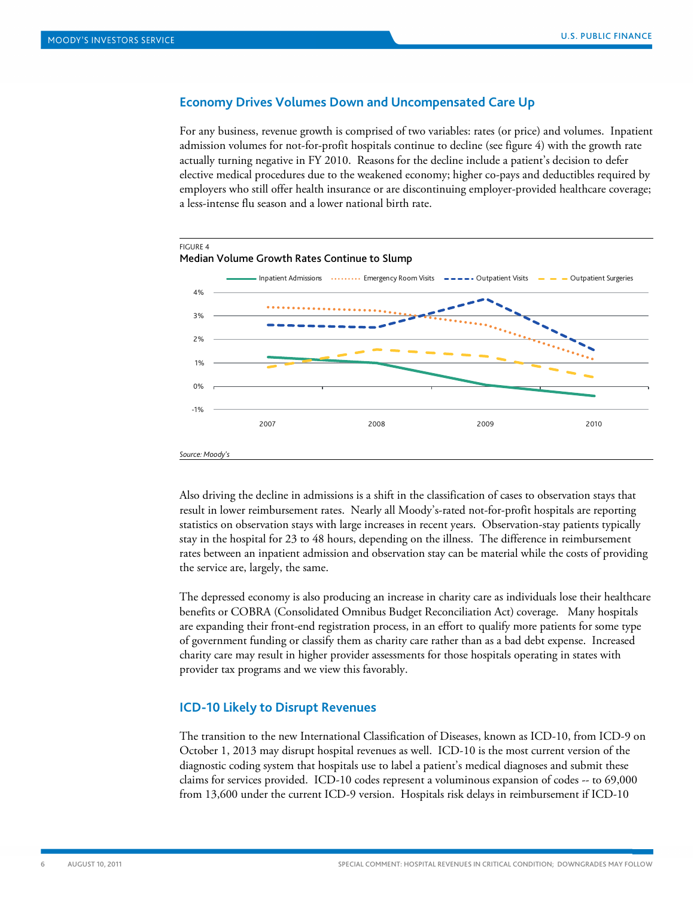## Economy Drives Volumes Down and Uncompensated Care Up

For any business, revenue growth is comprised of two variables: rates (or price) and volumes. Inpatient admission volumes for not-for-profit hospitals continue to decline (see figure 4) with the growth rate actually turning negative in FY 2010. Reasons for the decline include a patient's decision to defer elective medical procedures due to the weakened economy; higher co-pays and deductibles required by employers who still offer health insurance or are discontinuing employer-provided healthcare coverage; a less-intense flu season and a lower national birth rate.

FIGURE 4

**Median Volume Growth Rates Continue to Slump**

Source: Moody's

Also driving the decline in admissions is a shift in the classification of cases to observation stays that result in lower reimbursement rates. Nearly all Moody's-rated not-for-profit hospitals are reporting statistics on observation stays with large increases in recent years. Observation-stay patients typically stay in the hospital for 23 to 48 hours, depending on the illness. The difference in reimbursement rates between an inpatient admission and observation stay can be material while the costs of providing the service are, largely, the same.

The depressed economy is also producing an increase in charity care as individuals lose their healthcare benefits or COBRA (Consolidated Omnibus Budget Reconciliation Act) coverage. Many hospitals are expanding their front-end registration process, in an effort to qualify more patients for some type of government funding or classify them as charity care rather than as a bad debt expense. Increased charity care may result in higher provider assessments for those hospitals operating in states with provider tax programs and we view this favorably.

## ICD-10 Likely to Disrupt Revenues

The transition to the new International Classification of Diseases, known as ICD-10, from ICD-9 on October 1, 2013 may disrupt hospital revenues as well. ICD-10 is the most current version of the diagnostic coding system that hospitals use to label a patient's medical diagnoses and submit these claims for services provided. ICD-10 codes represent a voluminous expansion of codes -- to 69,000 from 13,600 under the current ICD-9 version. Hospitals risk delays in reimbursement if ICD-10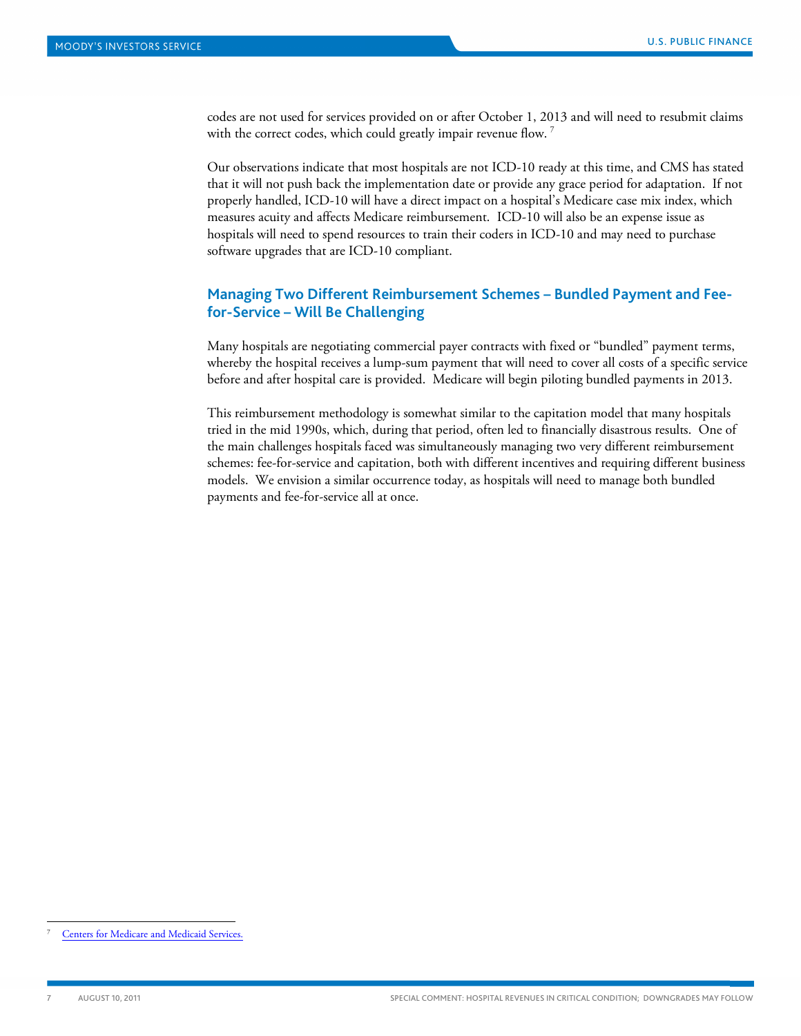codes are not used for services provided on or after October 1, 2013 and will need to resubmit claims with the correct codes, which could greatly impair revenue flow. [7]

Our observations indicate that most hospitals are not ICD-10 ready at this time, and CMS has stated that it will not push back the implementation date or provide any grace period for adaptation. If not properly handled, ICD-10 will have a direct impact on a hospital's Medicare case mix index, which measures acuity and affects Medicare reimbursement. ICD-10 will also be an expense issue as hospitals will need to spend resources to train their coders in ICD-10 and may need to purchase software upgrades that are ICD-10 compliant.

## Managing Two Different Reimbursement Schemes – Bundled Payment and Fee-for-Service – Will Be Challenging

Many hospitals are negotiating commercial payer contracts with fixed or "bundled" payment terms, whereby the hospital receives a lump-sum payment that will need to cover all costs of a specific service before and after hospital care is provided. Medicare will begin piloting bundled payments in 2013.

This reimbursement methodology is somewhat similar to the capitation model that many hospitals tried in the mid 1990s, which, during that period, often led to financially disastrous results. One of the main challenges hospitals faced was simultaneously managing two very different reimbursement schemes: fee-for-service and capitation, both with different incentives and requiring different business models. We envision a similar occurrence today, as hospitals will need to manage both bundled payments and fee-for-service all at once.

---

[7] Centers for Medicare and Medicaid Services.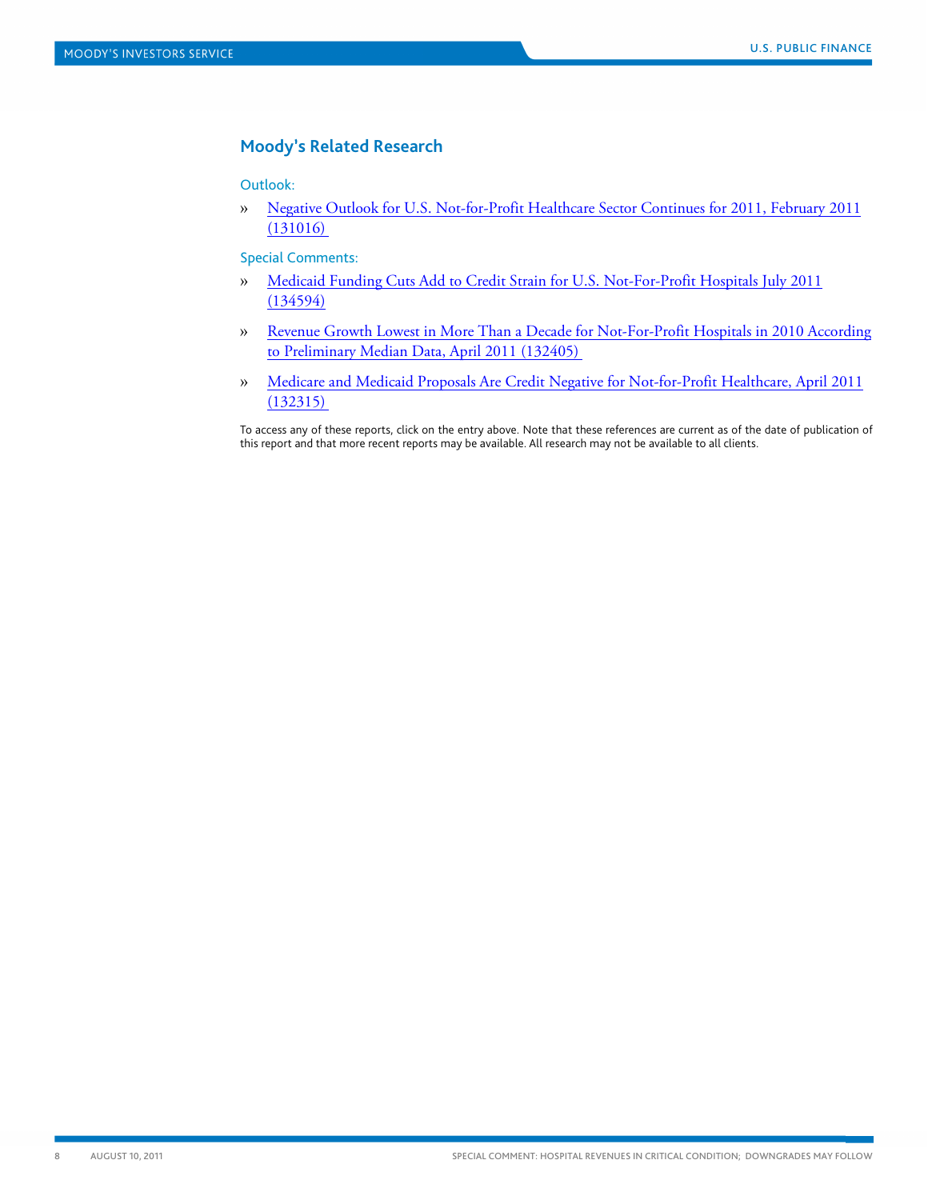## Moody's Related Research

### Outlook:

- Negative Outlook for U.S. Not-for-Profit Healthcare Sector Continues for 2011, February 2011 (131016)

### Special Comments:

- Medicaid Funding Cuts Add to Credit Strain for U.S. Not-For-Profit Hospitals July 2011 (134594)
- Revenue Growth Lowest in More Than a Decade for Not-For-Profit Hospitals in 2010 According to Preliminary Median Data, April 2011 (132405)
- Medicare and Medicaid Proposals Are Credit Negative for Not-for-Profit Healthcare, April 2011 (132315)

To access any of these reports, click on the entry above. Note that these references are current as of the date of publication of this report and that more recent reports may be available. All research may not be available to all clients.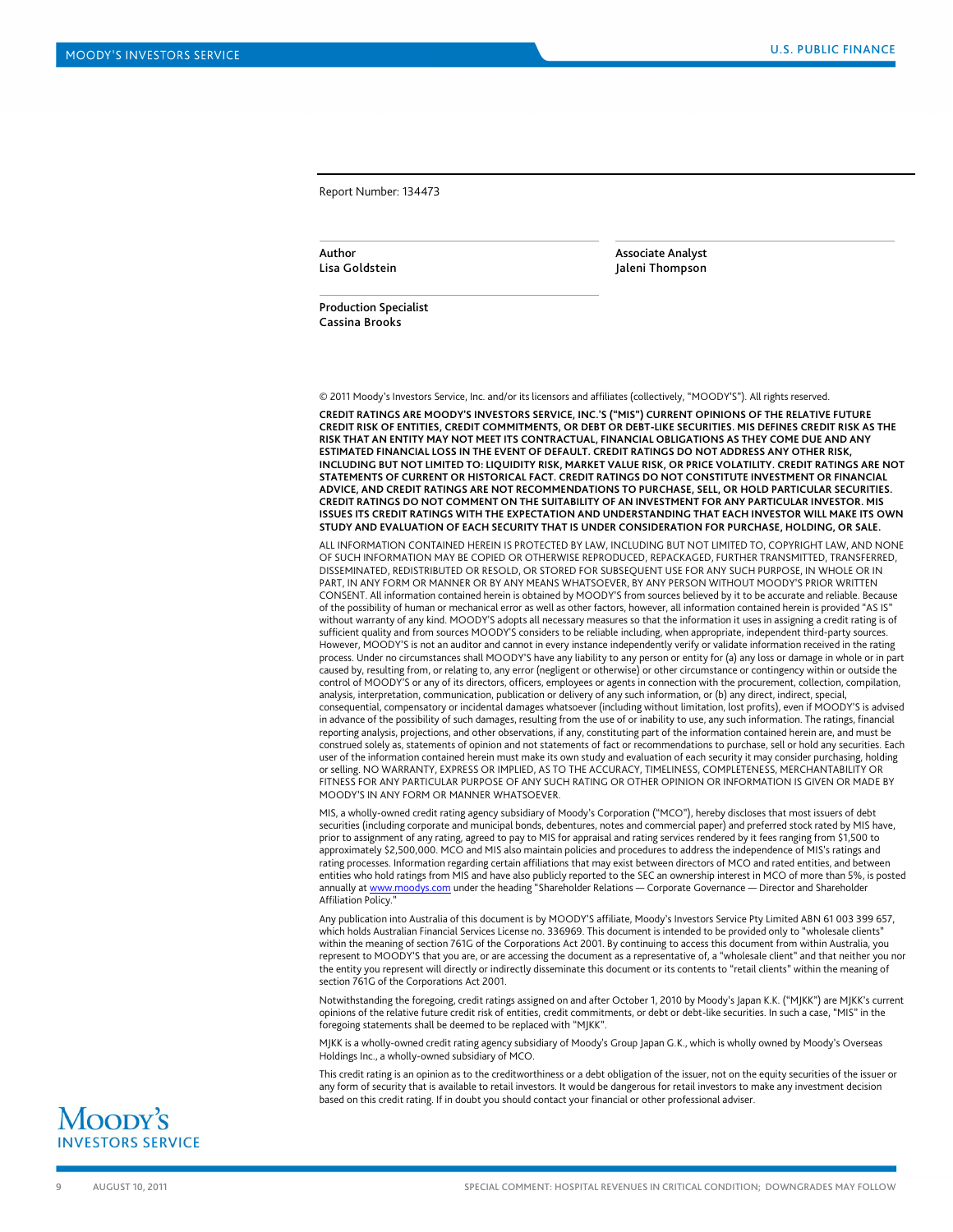Report Number: 134473

**Author**
**Lisa Goldstein**

**Associate Analyst**
**Jaleni Thompson**

**Production Specialist**
**Cassina Brooks**

© 2011 Moody's Investors Service, Inc. and/or its licensors and affiliates (collectively, "MOODY'S"). All rights reserved.

**CREDIT RATINGS ARE MOODY'S INVESTORS SERVICE, INC.'S ("MIS") CURRENT OPINIONS OF THE RELATIVE FUTURE CREDIT RISK OF ENTITIES, CREDIT COMMITMENTS, OR DEBT OR DEBT-LIKE SECURITIES. MIS DEFINES CREDIT RISK AS THE RISK THAT AN ENTITY MAY NOT MEET ITS CONTRACTUAL, FINANCIAL OBLIGATIONS AS THEY COME DUE AND ANY ESTIMATED FINANCIAL LOSS IN THE EVENT OF DEFAULT. CREDIT RATINGS DO NOT ADDRESS ANY OTHER RISK, INCLUDING BUT NOT LIMITED TO: LIQUIDITY RISK, MARKET VALUE RISK, OR PRICE VOLATILITY. CREDIT RATINGS ARE NOT STATEMENTS OF CURRENT OR HISTORICAL FACT. CREDIT RATINGS DO NOT CONSTITUTE INVESTMENT OR FINANCIAL ADVICE, AND CREDIT RATINGS ARE NOT RECOMMENDATIONS TO PURCHASE, SELL, OR HOLD PARTICULAR SECURITIES. CREDIT RATINGS DO NOT COMMENT ON THE SUITABILITY OF AN INVESTMENT FOR ANY PARTICULAR INVESTOR. MIS ISSUES ITS CREDIT RATINGS WITH THE EXPECTATION AND UNDERSTANDING THAT EACH INVESTOR WILL MAKE ITS OWN STUDY AND EVALUATION OF EACH SECURITY THAT IS UNDER CONSIDERATION FOR PURCHASE, HOLDING, OR SALE.**

ALL INFORMATION CONTAINED HEREIN IS PROTECTED BY LAW, INCLUDING BUT NOT LIMITED TO, COPYRIGHT LAW, AND NONE OF SUCH INFORMATION MAY BE COPIED OR OTHERWISE REPRODUCED, REPACKAGED, FURTHER TRANSMITTED, TRANSFERRED, DISSEMINATED, REDISTRIBUTED OR RESOLD, OR STORED FOR SUBSEQUENT USE FOR ANY SUCH PURPOSE, IN WHOLE OR IN PART, IN ANY FORM OR MANNER OR BY ANY MEANS WHATSOEVER, BY ANY PERSON WITHOUT MOODY'S PRIOR WRITTEN CONSENT. All information contained herein is obtained by MOODY'S from sources believed by it to be accurate and reliable. Because of the possibility of human or mechanical error as well as other factors, however, all information contained herein is provided "AS IS" without warranty of any kind. MOODY'S adopts all necessary measures so that the information it uses in assigning a credit rating is of sufficient quality and from sources MOODY'S considers to be reliable including, when appropriate, independent third-party sources. However, MOODY'S is not an auditor and cannot in every instance independently verify or validate information received in the rating process. Under no circumstances shall MOODY'S have any liability to any person or entity for (a) any loss or damage in whole or in part caused by, resulting from, or relating to, any error (negligent or otherwise) or other circumstance or contingency within or outside the control of MOODY'S or any of its directors, officers, employees or agents in connection with the procurement, collection, compilation, analysis, interpretation, communication, publication or delivery of any such information, or (b) any direct, indirect, special, consequential, compensatory or incidental damages whatsoever (including without limitation, lost profits), even if MOODY'S is advised in advance of the possibility of such damages, resulting from the use of or inability to use, any such information. The ratings, financial reporting analysis, projections, and other observations, if any, constituting part of the information contained herein are, and must be construed solely as, statements of opinion and not statements of fact or recommendations to purchase, sell or hold any securities. Each user of the information contained herein must make its own study and evaluation of each security it may consider purchasing, holding or selling. NO WARRANTY, EXPRESS OR IMPLIED, AS TO THE ACCURACY, TIMELINESS, COMPLETENESS, MERCHANTABILITY OR FITNESS FOR ANY PARTICULAR PURPOSE OF ANY SUCH RATING OR OTHER OPINION OR INFORMATION IS GIVEN OR MADE BY MOODY'S IN ANY FORM OR MANNER WHATSOEVER.

MIS, a wholly-owned credit rating agency subsidiary of Moody's Corporation ("MCO"), hereby discloses that most issuers of debt securities (including corporate and municipal bonds, debentures, notes and commercial paper) and preferred stock rated by MIS have, prior to assignment of any rating, agreed to pay to MIS for appraisal and rating services rendered by it fees ranging from $1,500 to approximately $2,500,000. MCO and MIS also maintain policies and procedures to address the independence of MIS's ratings and rating processes. Information regarding certain affiliations that may exist between directors of MCO and rated entities, and between entities who hold ratings from MIS and have also publicly reported to the SEC an ownership interest in MCO of more than 5%, is posted annually at www.moodys.com under the heading "Shareholder Relations — Corporate Governance — Director and Shareholder Affiliation Policy."

Any publication into Australia of this document is by MOODY'S affiliate, Moody's Investors Service Pty Limited ABN 61 003 399 657, which holds Australian Financial Services License no. 336969. This document is intended to be provided only to "wholesale clients" within the meaning of section 761G of the Corporations Act 2001. By continuing to access this document from within Australia, you represent to MOODY'S that you are, or are accessing the document as a representative of, a "wholesale client" and that neither you nor the entity you represent will directly or indirectly disseminate this document or its contents to "retail clients" within the meaning of section 761G of the Corporations Act 2001.

Notwithstanding the foregoing, credit ratings assigned on and after October 1, 2010 by Moody's Japan K.K. ("MJKK") are MJKK's current opinions of the relative future credit risk of entities, credit commitments, or debt or debt-like securities. In such a case, "MIS" in the foregoing statements shall be deemed to be replaced with "MJKK".

MJKK is a wholly-owned credit rating agency subsidiary of Moody's Group Japan G.K., which is wholly owned by Moody's Overseas Holdings Inc., a wholly-owned subsidiary of MCO.

This credit rating is an opinion as to the creditworthiness or a debt obligation of the issuer, not on the equity securities of the issuer or any form of security that is available to retail investors. It would be dangerous for retail investors to make any investment decision based on this credit rating. If in doubt you should contact your financial or other professional adviser.